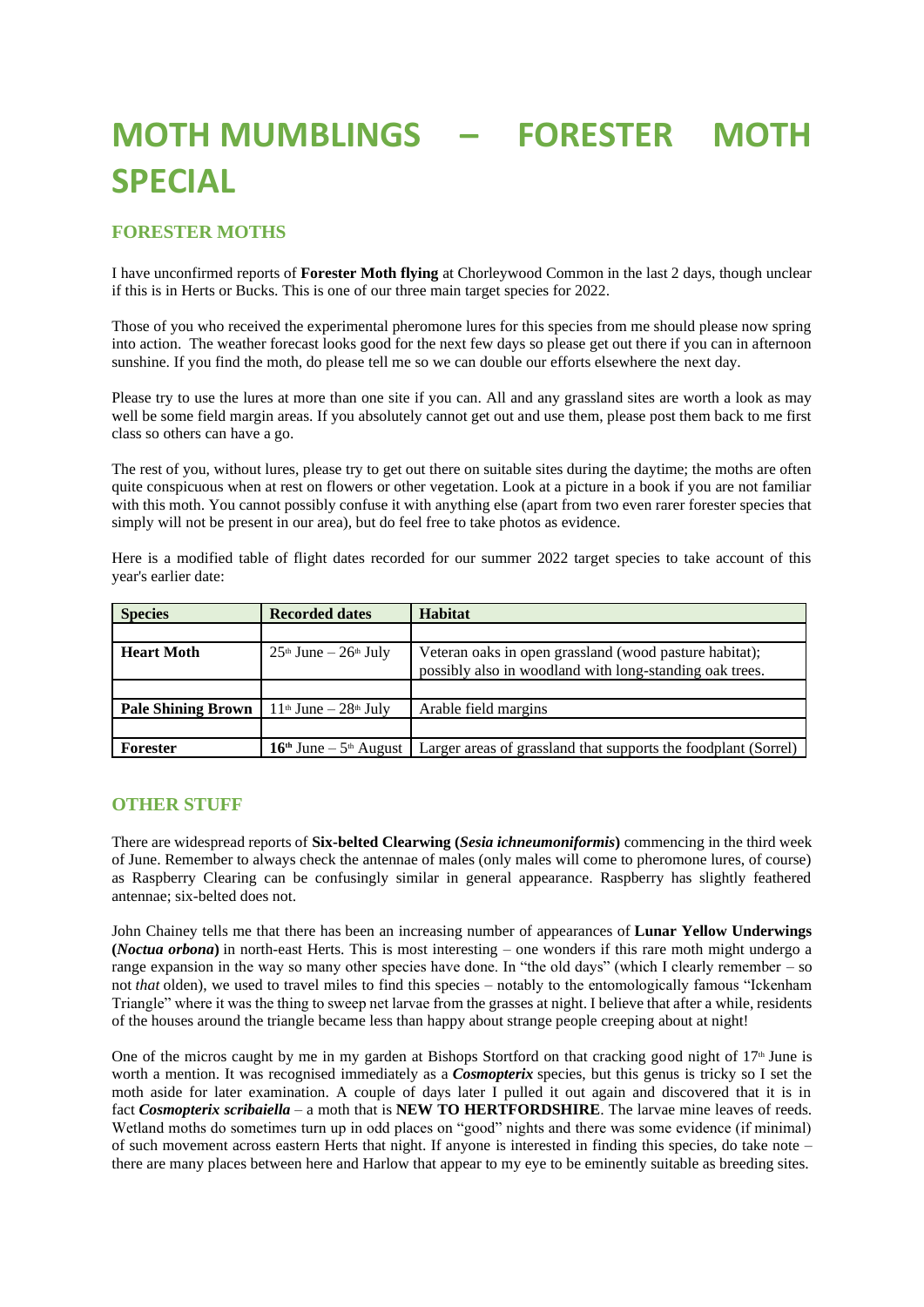# MOTH MUMBLINGS – FORESTER MOTH SPECIAL

## FORESTER MOTHS

I have unconfirmed reports of **Forester Moth flying** at Chorleywood Common in the last 2 days, though unclear if this is in Herts or Bucks. This is one of our three main target species for 2022.

Those of you who received the experimental pheromone lures for this species from me should please now spring into action. The weather forecast looks good for the next few days so please get out there if you can in afternoon sunshine. If you find the moth, do please tell me so we can double our efforts elsewhere the next day.

Please try to use the lures at more than one site if you can. All and any grassland sites are worth a look as may well be some field margin areas. If you absolutely cannot get out and use them, please post them back to me first class so others can have a go.

The rest of you, without lures, please try to get out there on suitable sites during the daytime; the moths are often quite conspicuous when at rest on flowers or other vegetation. Look at a picture in a book if you are not familiar with this moth. You cannot possibly confuse it with anything else (apart from two even rarer forester species that simply will not be present in our area), but do feel free to take photos as evidence.

Here is a modified table of flight dates recorded for our summer 2022 target species to take account of this year's earlier date:

| Species | Recorded dates | Habitat |
|---|---|---|
| | | |
| **Heart Moth** | 25th June – 26th July | Veteran oaks in open grassland (wood pasture habitat); possibly also in woodland with long-standing oak trees. |
| | | |
| **Pale Shining Brown** | 11th June – 28th July | Arable field margins |
| | | |
| **Forester** | **16th** June – 5th August | Larger areas of grassland that supports the foodplant (Sorrel) |

## OTHER STUFF

There are widespread reports of **Six-belted Clearwing (*Sesia ichneumoniformis*)** commencing in the third week of June. Remember to always check the antennae of males (only males will come to pheromone lures, of course) as Raspberry Clearing can be confusingly similar in general appearance. Raspberry has slightly feathered antennae; six-belted does not.

John Chainey tells me that there has been an increasing number of appearances of **Lunar Yellow Underwings (*Noctua orbona*)** in north-east Herts. This is most interesting – one wonders if this rare moth might undergo a range expansion in the way so many other species have done. In "the old days" (which I clearly remember – so not *that* olden), we used to travel miles to find this species – notably to the entomologically famous "Ickenham Triangle" where it was the thing to sweep net larvae from the grasses at night. I believe that after a while, residents of the houses around the triangle became less than happy about strange people creeping about at night!

One of the micros caught by me in my garden at Bishops Stortford on that cracking good night of 17th June is worth a mention. It was recognised immediately as a ***Cosmopterix*** species, but this genus is tricky so I set the moth aside for later examination. A couple of days later I pulled it out again and discovered that it is in fact ***Cosmopterix scribaiella*** – a moth that is **NEW TO HERTFORDSHIRE**. The larvae mine leaves of reeds. Wetland moths do sometimes turn up in odd places on "good" nights and there was some evidence (if minimal) of such movement across eastern Herts that night. If anyone is interested in finding this species, do take note – there are many places between here and Harlow that appear to my eye to be eminently suitable as breeding sites.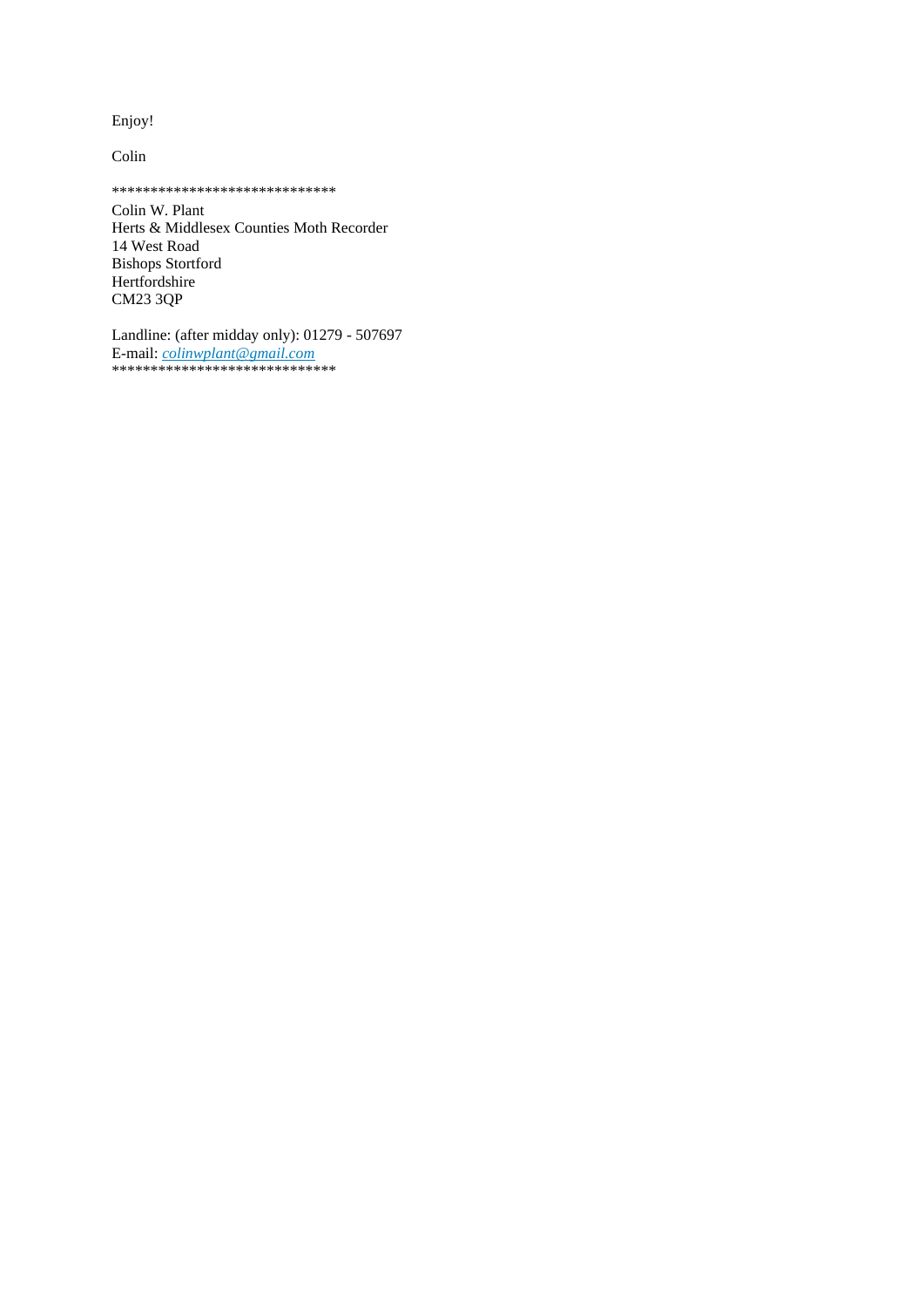Enjoy!

Colin

*****************************
Colin W. Plant
Herts & Middlesex Counties Moth Recorder
14 West Road
Bishops Stortford
Hertfordshire
CM23 3QP

Landline: (after midday only): 01279 - 507697
E-mail: *colinwplant@gmail.com*
*****************************